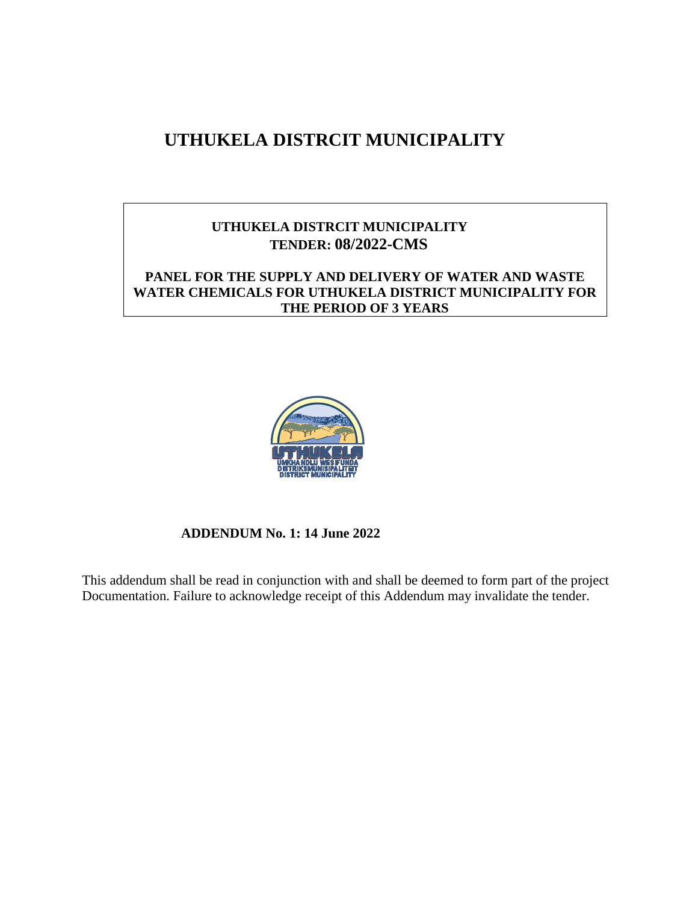# UTHUKELA DISTRCIT MUNICIPALITY

**UTHUKELA DISTRCIT MUNICIPALITY**
**TENDER: 08/2022-CMS**

**PANEL FOR THE SUPPLY AND DELIVERY OF WATER AND WASTE WATER CHEMICALS FOR UTHUKELA DISTRICT MUNICIPALITY FOR THE PERIOD OF 3 YEARS**

**ADDENDUM No. 1: 14 June 2022**

This addendum shall be read in conjunction with and shall be deemed to form part of the project Documentation. Failure to acknowledge receipt of this Addendum may invalidate the tender.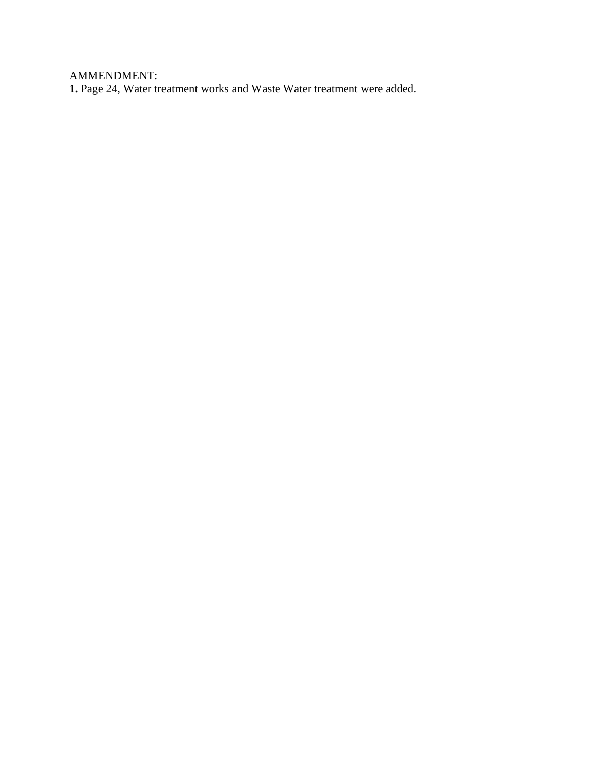AMMENDMENT:

**1.** Page 24, Water treatment works and Waste Water treatment were added.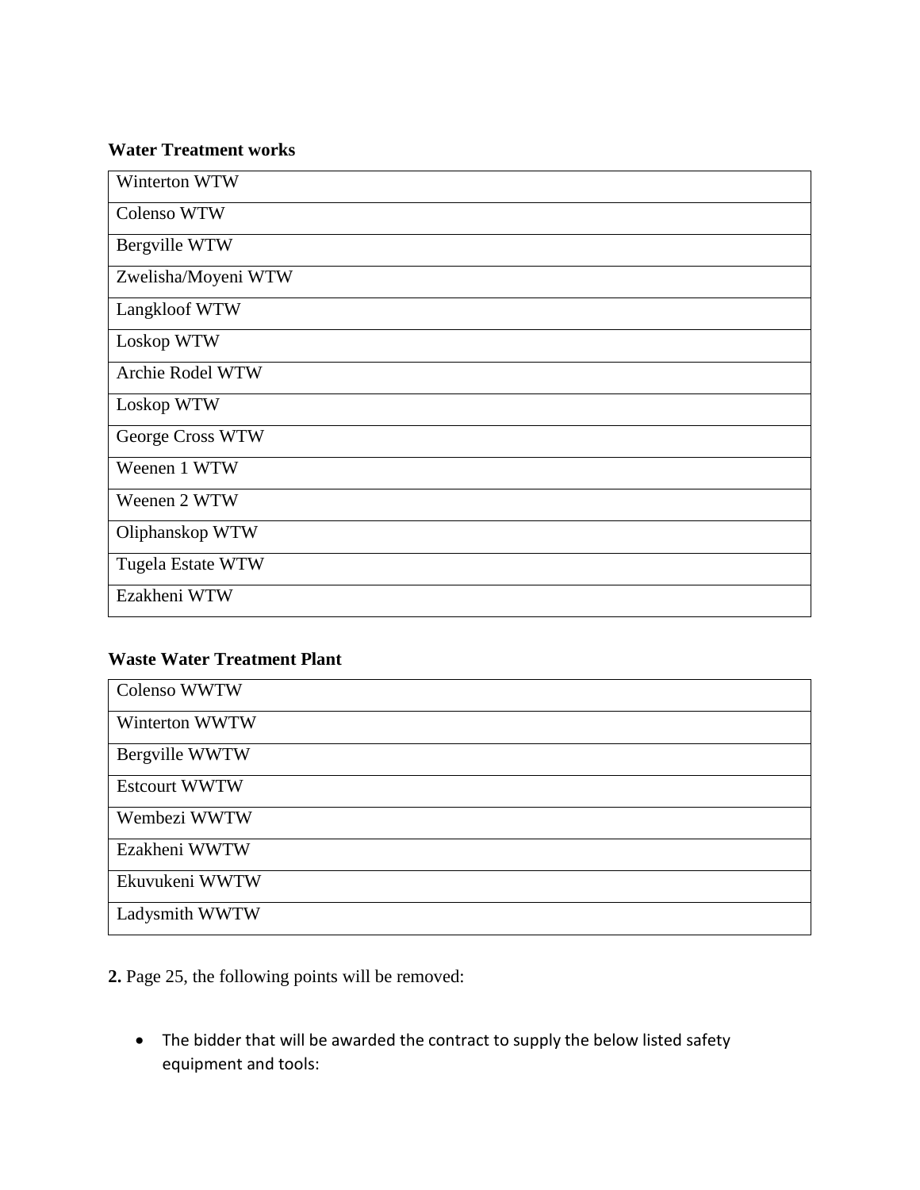**Water Treatment works**

| Winterton WTW |
|---|
| Colenso WTW |
| Bergville WTW |
| Zwelisha/Moyeni WTW |
| Langkloof WTW |
| Loskop WTW |
| Archie Rodel WTW |
| Loskop WTW |
| George Cross WTW |
| Weenen 1 WTW |
| Weenen 2 WTW |
| Oliphanskop WTW |
| Tugela Estate WTW |
| Ezakheni WTW |

**Waste Water Treatment Plant**

| Colenso WWTW |
|---|
| Winterton WWTW |
| Bergville WWTW |
| Estcourt WWTW |
| Wembezi WWTW |
| Ezakheni WWTW |
| Ekuvukeni WWTW |
| Ladysmith WWTW |

**2.** Page 25, the following points will be removed:

- The bidder that will be awarded the contract to supply the below listed safety equipment and tools: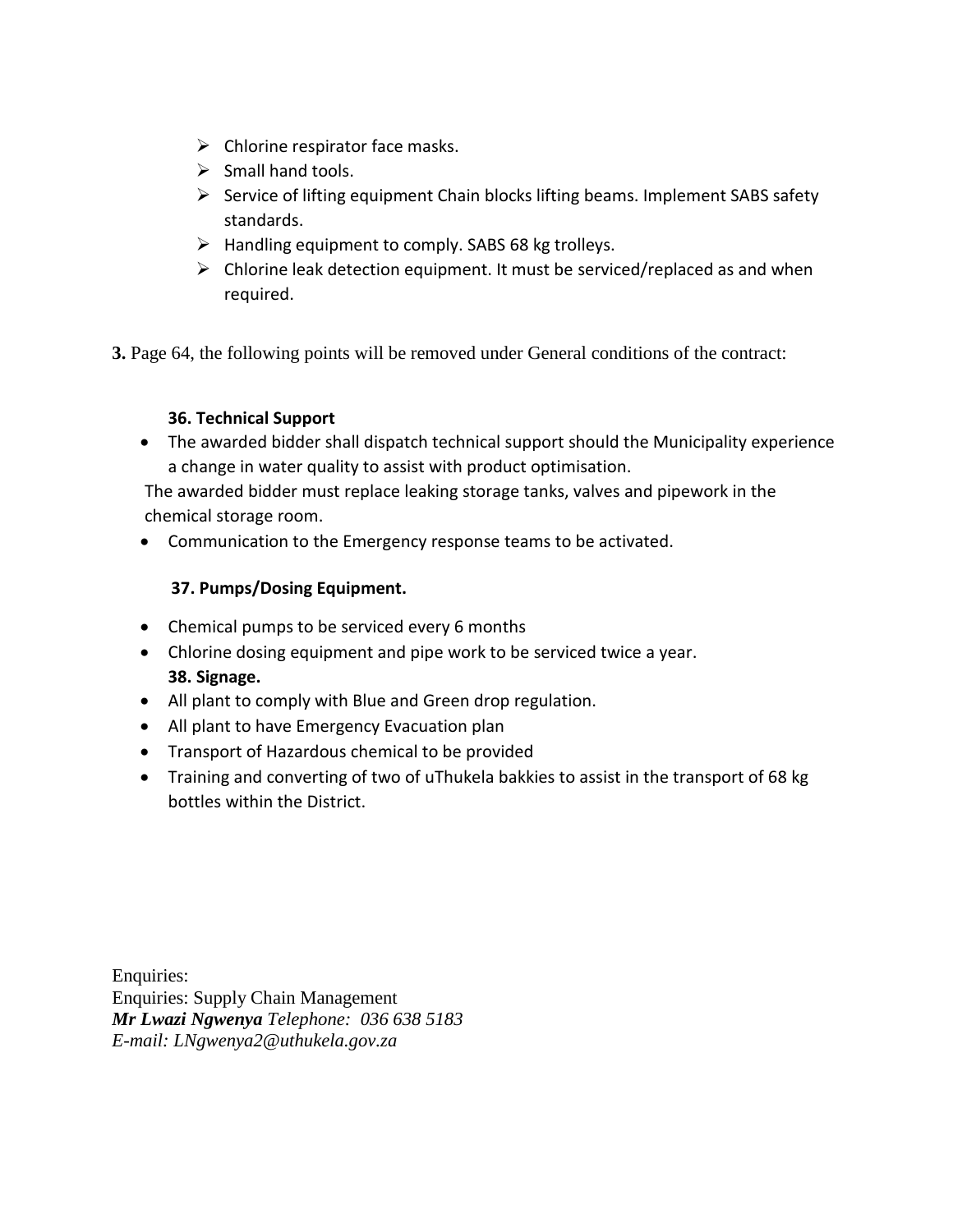- Chlorine respirator face masks.
- Small hand tools.
- Service of lifting equipment Chain blocks lifting beams. Implement SABS safety standards.
- Handling equipment to comply. SABS 68 kg trolleys.
- Chlorine leak detection equipment. It must be serviced/replaced as and when required.

**3.** Page 64, the following points will be removed under General conditions of the contract:

**36. Technical Support**

- The awarded bidder shall dispatch technical support should the Municipality experience a change in water quality to assist with product optimisation.

The awarded bidder must replace leaking storage tanks, valves and pipework in the chemical storage room.

- Communication to the Emergency response teams to be activated.

**37. Pumps/Dosing Equipment.**

- Chemical pumps to be serviced every 6 months
- Chlorine dosing equipment and pipe work to be serviced twice a year.

**38. Signage.**

- All plant to comply with Blue and Green drop regulation.
- All plant to have Emergency Evacuation plan
- Transport of Hazardous chemical to be provided
- Training and converting of two of uThukela bakkies to assist in the transport of 68 kg bottles within the District.

Enquiries:
Enquiries: Supply Chain Management
***Mr Lwazi Ngwenya*** *Telephone: 036 638 5183*
*E-mail: LNgwenya2@uthukela.gov.za*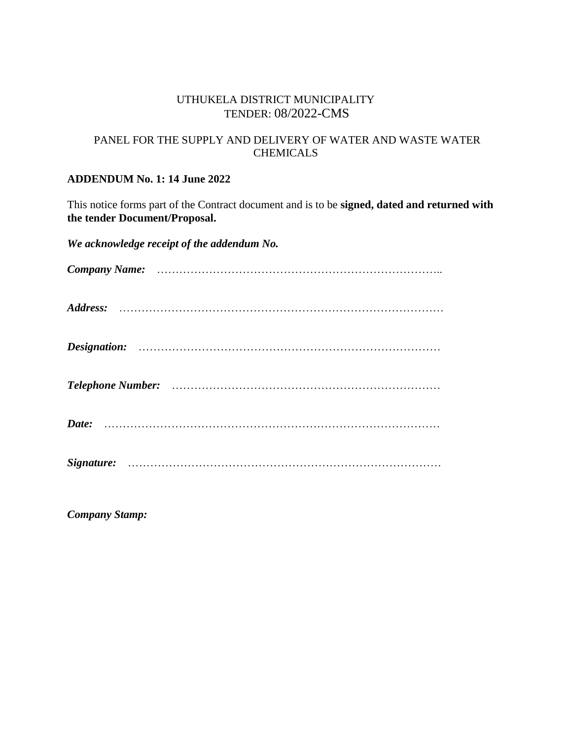UTHUKELA DISTRICT MUNICIPALITY
TENDER: 08/2022-CMS

PANEL FOR THE SUPPLY AND DELIVERY OF WATER AND WASTE WATER CHEMICALS

**ADDENDUM No. 1: 14 June 2022**

This notice forms part of the Contract document and is to be **signed, dated and returned with the tender Document/Proposal.**

***We acknowledge receipt of the addendum No.***

***Company Name:*** …………………………………………………………………..

***Address:*** ………………………………………………………………………………

***Designation:*** …………………………………………………………………………

***Telephone Number:*** ………………………………………………………………

***Date:*** …………………………………………………………………………………

***Signature:*** ……………………………………………………………………………

***Company Stamp:***